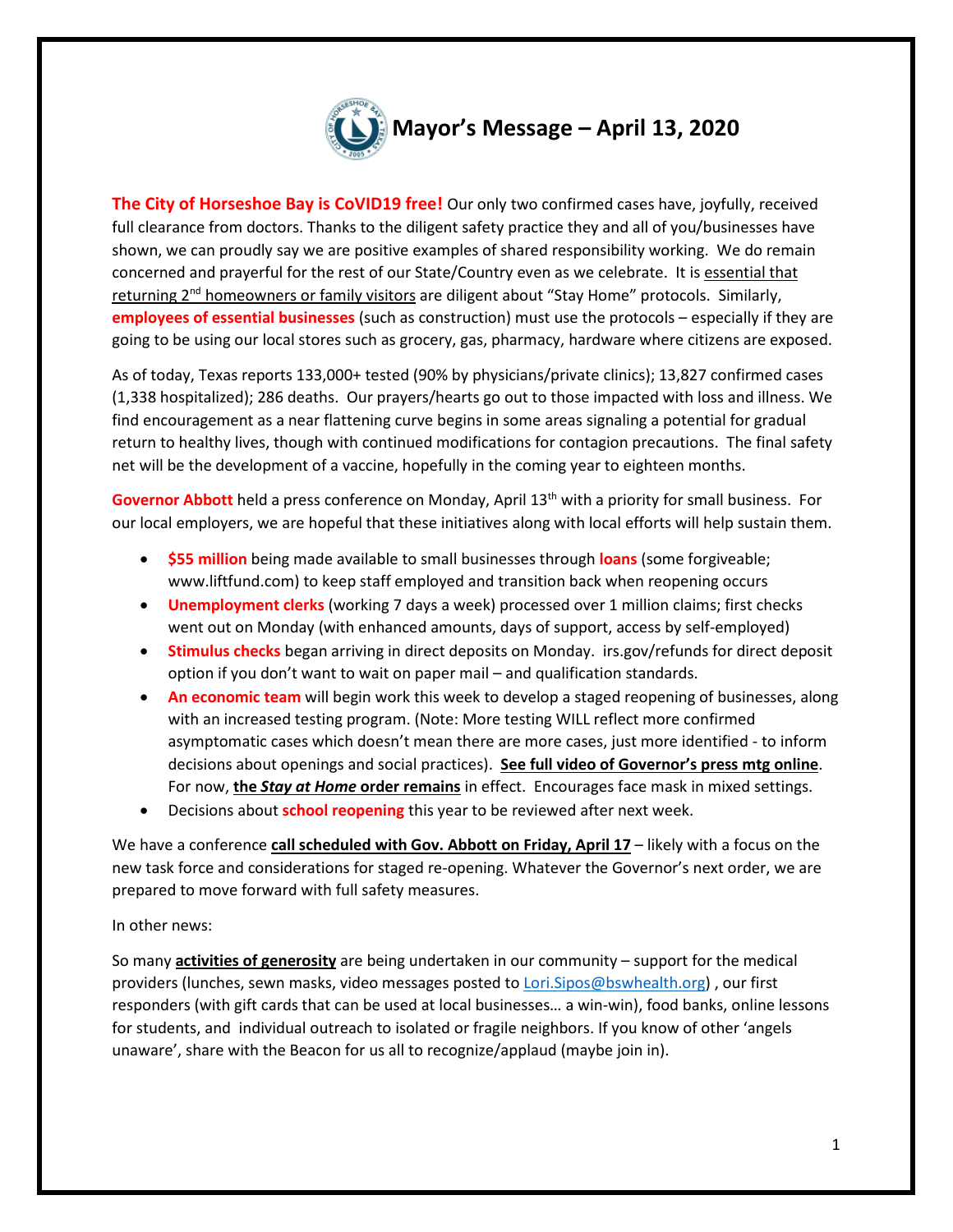# Mayor's Message – April 13, 2020

**The City of Horseshoe Bay is CoVID19 free!** Our only two confirmed cases have, joyfully, received full clearance from doctors. Thanks to the diligent safety practice they and all of you/businesses have shown, we can proudly say we are positive examples of shared responsibility working. We do remain concerned and prayerful for the rest of our State/Country even as we celebrate. It is essential that returning 2nd homeowners or family visitors are diligent about "Stay Home" protocols. Similarly, **employees of essential businesses** (such as construction) must use the protocols – especially if they are going to be using our local stores such as grocery, gas, pharmacy, hardware where citizens are exposed.

As of today, Texas reports 133,000+ tested (90% by physicians/private clinics); 13,827 confirmed cases (1,338 hospitalized); 286 deaths. Our prayers/hearts go out to those impacted with loss and illness. We find encouragement as a near flattening curve begins in some areas signaling a potential for gradual return to healthy lives, though with continued modifications for contagion precautions. The final safety net will be the development of a vaccine, hopefully in the coming year to eighteen months.

**Governor Abbott** held a press conference on Monday, April 13th with a priority for small business. For our local employers, we are hopeful that these initiatives along with local efforts will help sustain them.

- **$55 million** being made available to small businesses through **loans** (some forgiveable; www.liftfund.com) to keep staff employed and transition back when reopening occurs
- **Unemployment clerks** (working 7 days a week) processed over 1 million claims; first checks went out on Monday (with enhanced amounts, days of support, access by self-employed)
- **Stimulus checks** began arriving in direct deposits on Monday. irs.gov/refunds for direct deposit option if you don't want to wait on paper mail – and qualification standards.
- **An economic team** will begin work this week to develop a staged reopening of businesses, along with an increased testing program. (Note: More testing WILL reflect more confirmed asymptomatic cases which doesn't mean there are more cases, just more identified - to inform decisions about openings and social practices). **See full video of Governor's press mtg online**. For now, **the *Stay at Home* order remains** in effect. Encourages face mask in mixed settings.
- Decisions about **school reopening** this year to be reviewed after next week.

We have a conference **call scheduled with Gov. Abbott on Friday, April 17** – likely with a focus on the new task force and considerations for staged re-opening. Whatever the Governor's next order, we are prepared to move forward with full safety measures.

In other news:

So many **activities of generosity** are being undertaken in our community – support for the medical providers (lunches, sewn masks, video messages posted to Lori.Sipos@bswhealth.org) , our first responders (with gift cards that can be used at local businesses… a win-win), food banks, online lessons for students, and individual outreach to isolated or fragile neighbors. If you know of other 'angels unaware', share with the Beacon for us all to recognize/applaud (maybe join in).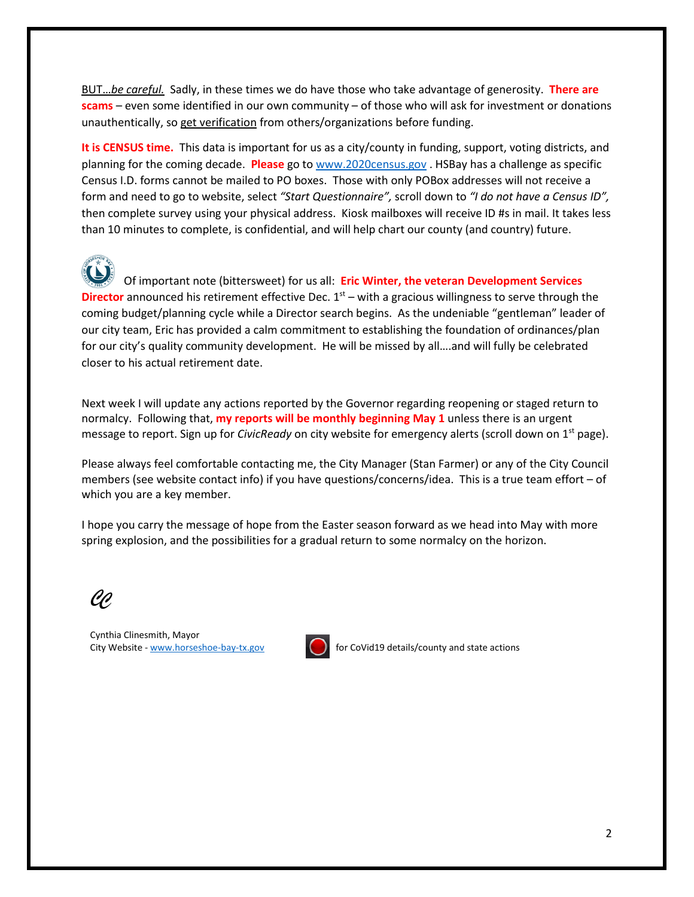BUT…*be careful.* Sadly, in these times we do have those who take advantage of generosity. **There are scams** – even some identified in our own community – of those who will ask for investment or donations unauthentically, so get verification from others/organizations before funding.

**It is CENSUS time.** This data is important for us as a city/county in funding, support, voting districts, and planning for the coming decade. **Please** go to www.2020census.gov . HSBay has a challenge as specific Census I.D. forms cannot be mailed to PO boxes. Those with only POBox addresses will not receive a form and need to go to website, select *"Start Questionnaire",* scroll down to *"I do not have a Census ID",* then complete survey using your physical address. Kiosk mailboxes will receive ID #s in mail. It takes less than 10 minutes to complete, is confidential, and will help chart our county (and country) future.

Of important note (bittersweet) for us all: **Eric Winter, the veteran Development Services Director** announced his retirement effective Dec. 1st – with a gracious willingness to serve through the coming budget/planning cycle while a Director search begins. As the undeniable "gentleman" leader of our city team, Eric has provided a calm commitment to establishing the foundation of ordinances/plan for our city's quality community development. He will be missed by all….and will fully be celebrated closer to his actual retirement date.

Next week I will update any actions reported by the Governor regarding reopening or staged return to normalcy. Following that, **my reports will be monthly beginning May 1** unless there is an urgent message to report. Sign up for *CivicReady* on city website for emergency alerts (scroll down on 1st page).

Please always feel comfortable contacting me, the City Manager (Stan Farmer) or any of the City Council members (see website contact info) if you have questions/concerns/idea. This is a true team effort – of which you are a key member.

I hope you carry the message of hope from the Easter season forward as we head into May with more spring explosion, and the possibilities for a gradual return to some normalcy on the horizon.

*CC*

Cynthia Clinesmith, Mayor
City Website - www.horseshoe-bay-tx.gov

for CoVid19 details/county and state actions